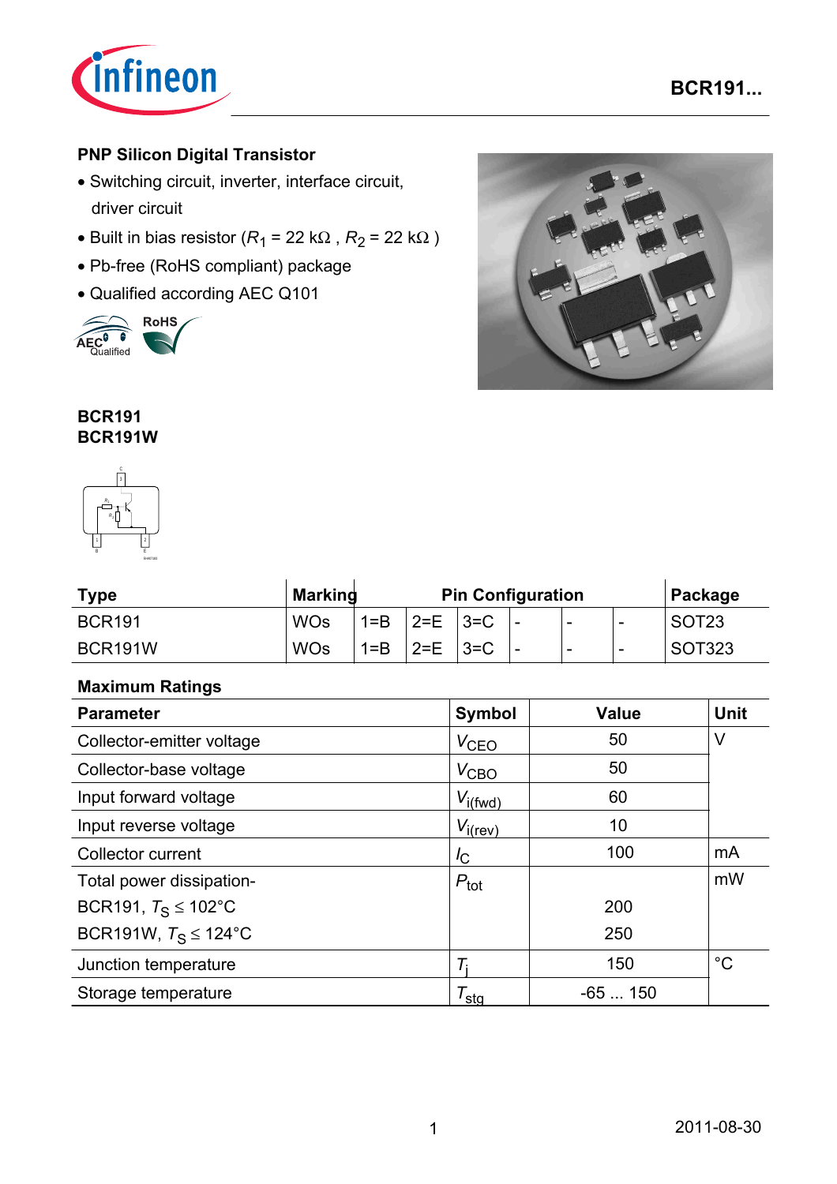# PNP Silicon Digital Transistor

- Switching circuit, inverter, interface circuit, driver circuit
- Built in bias resistor ($R_1$ = 22 kΩ , $R_2$ = 22 kΩ )
- Pb-free (RoHS compliant) package
- Qualified according AEC Q101

**BCR191**
**BCR191W**

| Type | Marking | Pin Configuration | | | | | | Package |
|---|---|---|---|---|---|---|---|---|
| BCR191 | WOs | 1=B | 2=E | 3=C | - | - | - | SOT23 |
| BCR191W | WOs | 1=B | 2=E | 3=C | - | - | - | SOT323 |

## Maximum Ratings

| Parameter | Symbol | Value | Unit |
|---|---|---|---|
| Collector-emitter voltage | $V_{CEO}$ | 50 | V |
| Collector-base voltage | $V_{CBO}$ | 50 | |
| Input forward voltage | $V_{i(fwd)}$ | 60 | |
| Input reverse voltage | $V_{i(rev)}$ | 10 | |
| Collector current | $I_C$ | 100 | mA |
| Total power dissipation- | $P_{tot}$ | | mW |
| BCR191, $T_S \leq$ 102°C | | 200 | |
| BCR191W, $T_S \leq$ 124°C | | 250 | |
| Junction temperature | $T_j$ | 150 | °C |
| Storage temperature | $T_{stg}$ | -65 ... 150 | |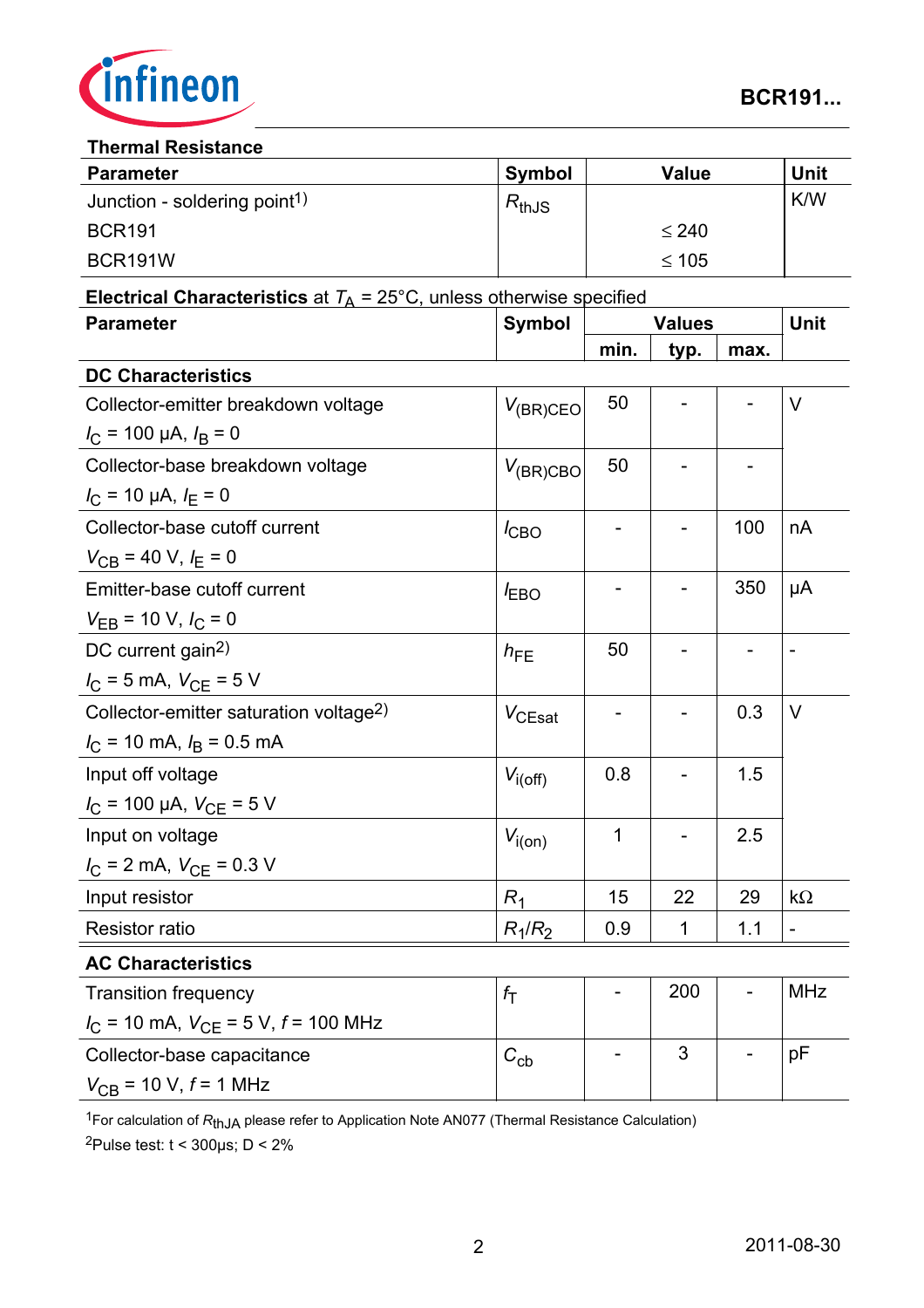## Thermal Resistance

| Parameter | Symbol | Value | Unit |
|---|---|---|---|
| Junction - soldering point[1] | $R_{thJS}$ | | K/W |
| BCR191 | | ≤ 240 | |
| BCR191W | | ≤ 105 | |

## Electrical Characteristics at $T_A$ = 25°C, unless otherwise specified

| Parameter | Symbol | Values | | | Unit |
|---|---|---|---|---|---|
| | | min. | typ. | max. | |
| **DC Characteristics** | | | | | |
| Collector-emitter breakdown voltage $I_C$ = 100 µA, $I_B$ = 0 | $V_{(BR)CEO}$ | 50 | - | - | V |
| Collector-base breakdown voltage $I_C$ = 10 µA, $I_E$ = 0 | $V_{(BR)CBO}$ | 50 | - | - | |
| Collector-base cutoff current $V_{CB}$ = 40 V, $I_E$ = 0 | $I_{CBO}$ | - | - | 100 | nA |
| Emitter-base cutoff current $V_{EB}$ = 10 V, $I_C$ = 0 | $I_{EBO}$ | - | - | 350 | µA |
| DC current gain[2] $I_C$ = 5 mA, $V_{CE}$ = 5 V | $h_{FE}$ | 50 | - | - | - |
| Collector-emitter saturation voltage[2] $I_C$ = 10 mA, $I_B$ = 0.5 mA | $V_{CEsat}$ | - | - | 0.3 | V |
| Input off voltage $I_C$ = 100 µA, $V_{CE}$ = 5 V | $V_{i(off)}$ | 0.8 | - | 1.5 | |
| Input on voltage $I_C$ = 2 mA, $V_{CE}$ = 0.3 V | $V_{i(on)}$ | 1 | - | 2.5 | |
| Input resistor | $R_1$ | 15 | 22 | 29 | kΩ |
| Resistor ratio | $R_1/R_2$ | 0.9 | 1 | 1.1 | - |
| **AC Characteristics** | | | | | |
| Transition frequency $I_C$ = 10 mA, $V_{CE}$ = 5 V, $f$ = 100 MHz | $f_T$ | - | 200 | - | MHz |
| Collector-base capacitance $V_{CB}$ = 10 V, $f$ = 1 MHz | $C_{cb}$ | - | 3 | - | pF |

[1]For calculation of $R_{thJA}$ please refer to Application Note AN077 (Thermal Resistance Calculation)

[2]Pulse test: t < 300µs; D < 2%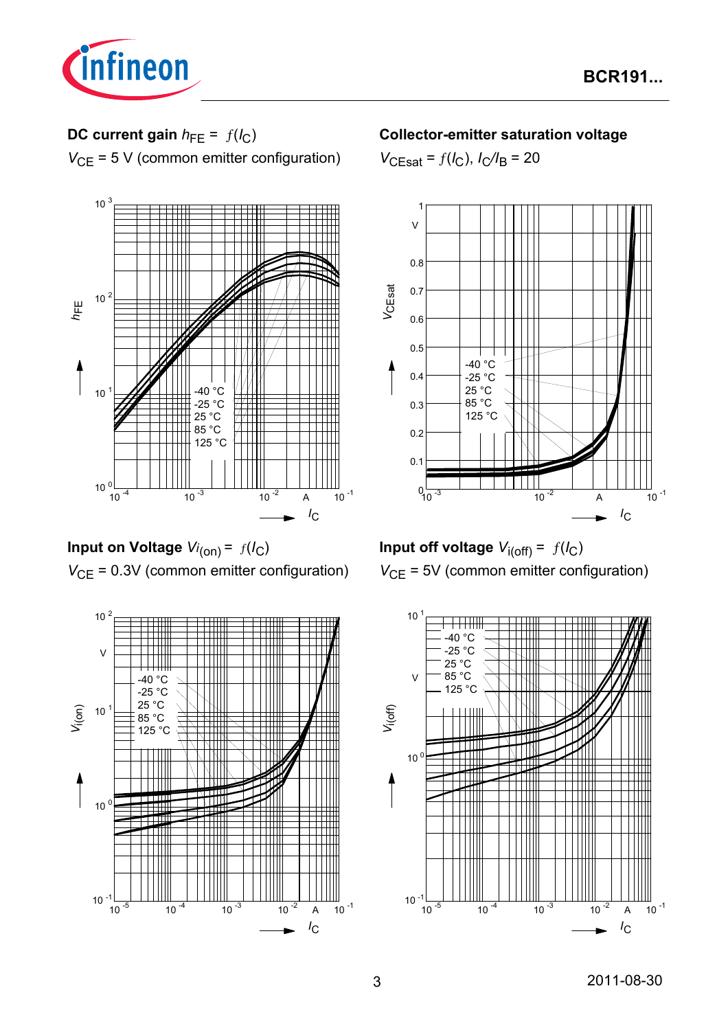**DC current gain** $h_{FE} = f(I_C)$

$V_{CE}$ = 5 V (common emitter configuration)

**Collector-emitter saturation voltage**

$V_{CEsat} = f(I_C)$, $I_C/I_B = 20$

**Input on Voltage** $V_{i(on)} = f(I_C)$

$V_{CE}$ = 0.3V (common emitter configuration)

**Input off voltage** $V_{i(off)} = f(I_C)$

$V_{CE}$ = 5V (common emitter configuration)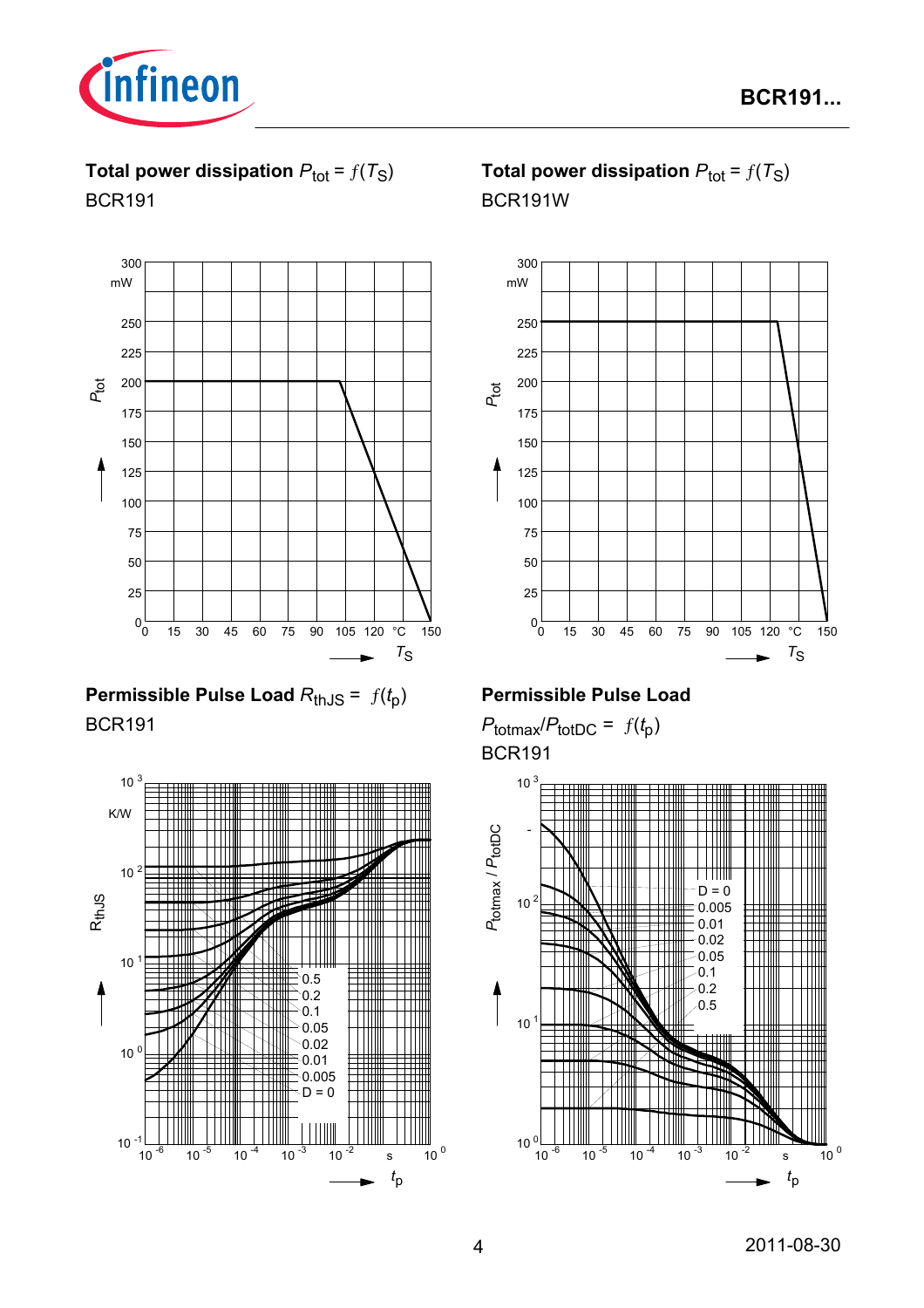**Total power dissipation** $P_{tot} = f(T_S)$

BCR191

**Total power dissipation** $P_{tot} = f(T_S)$

BCR191W

**Permissible Pulse Load** $R_{thJS} = f(t_p)$

BCR191

**Permissible Pulse Load**

$P_{totmax}/P_{totDC} = f(t_p)$

BCR191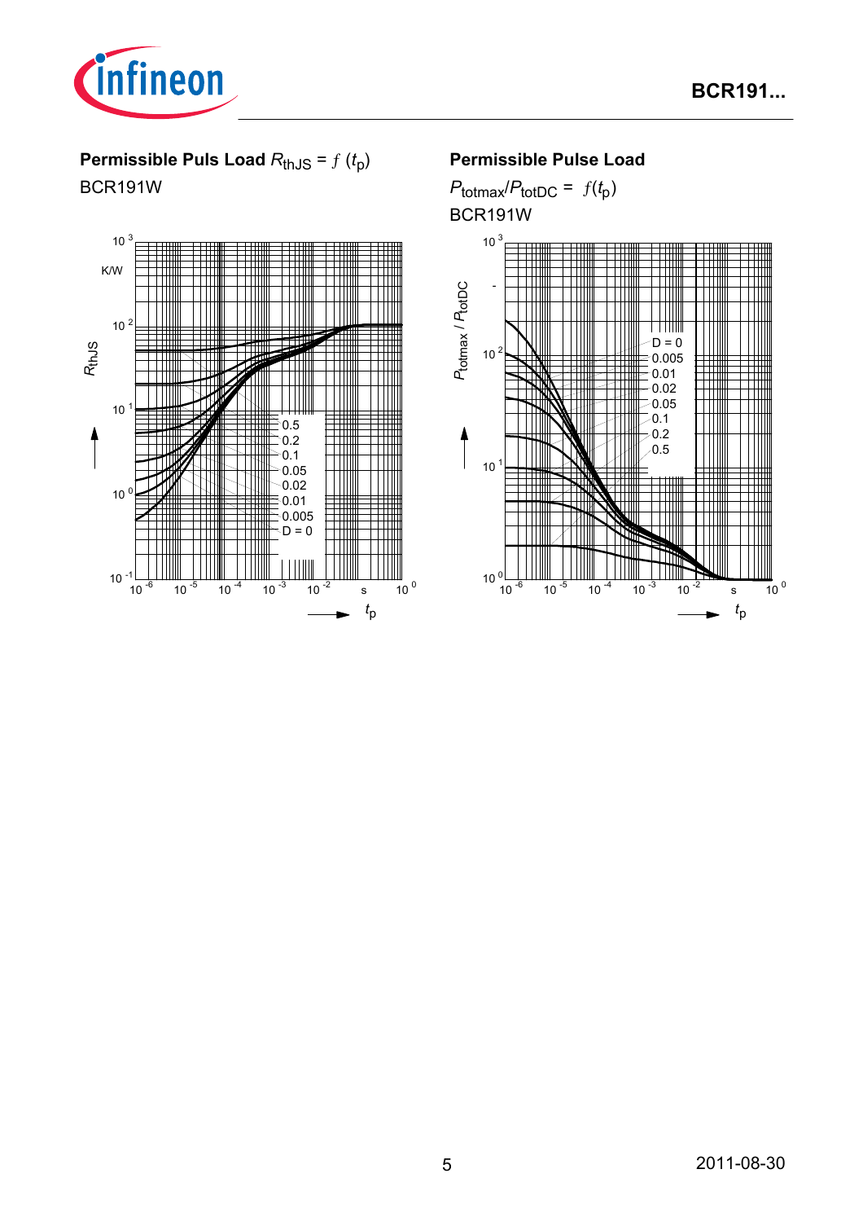**Permissible Puls Load $R_{thJS} = f(t_p)$**

BCR191W

**Permissible Pulse Load**

$P_{totmax}/P_{totDC} = f(t_p)$

BCR191W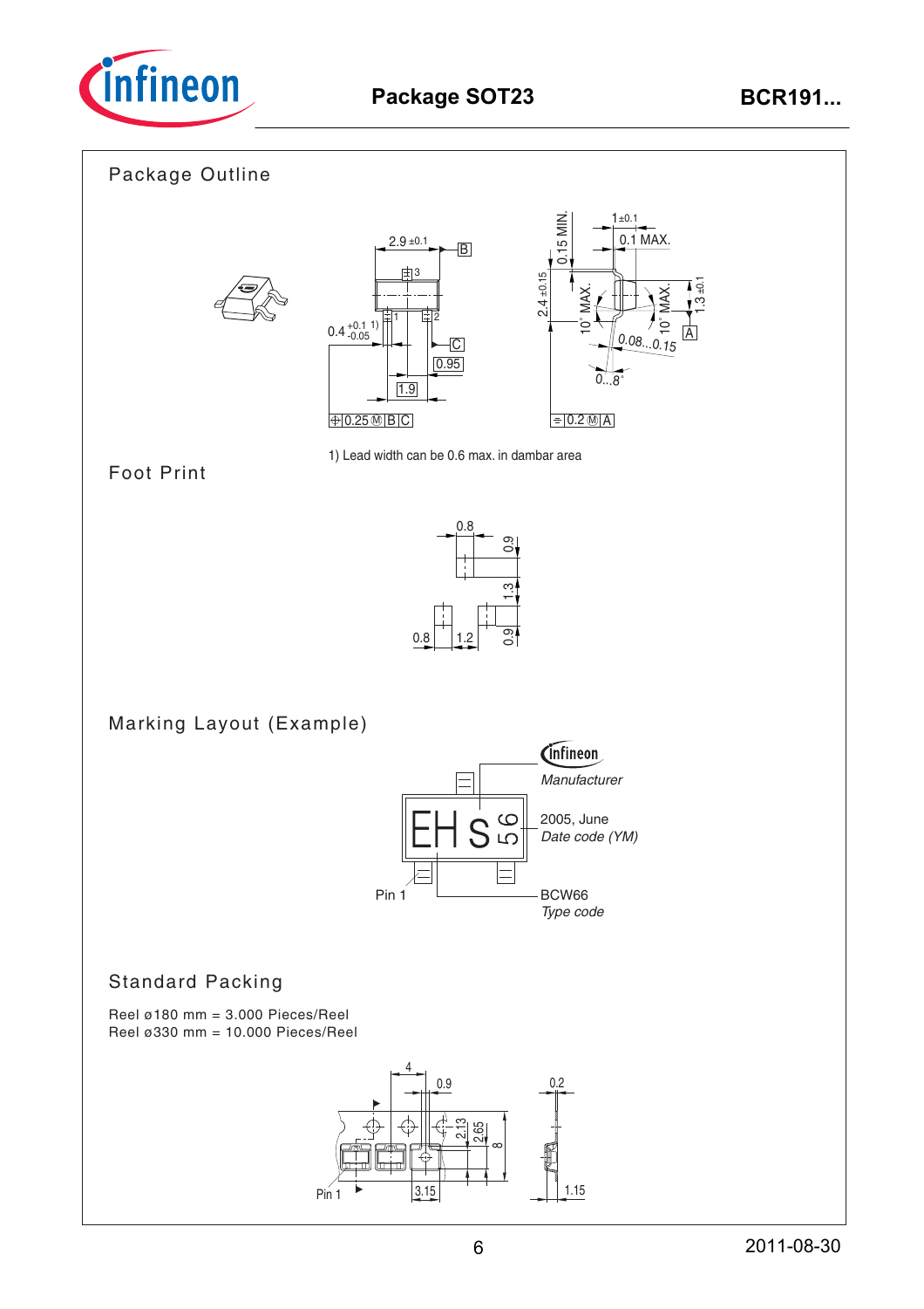## Package SOT23

### Package Outline

1) Lead width can be 0.6 max. in dambar area

### Foot Print

### Marking Layout (Example)

### Standard Packing

Reel ø180 mm = 3.000 Pieces/Reel
Reel ø330 mm = 10.000 Pieces/Reel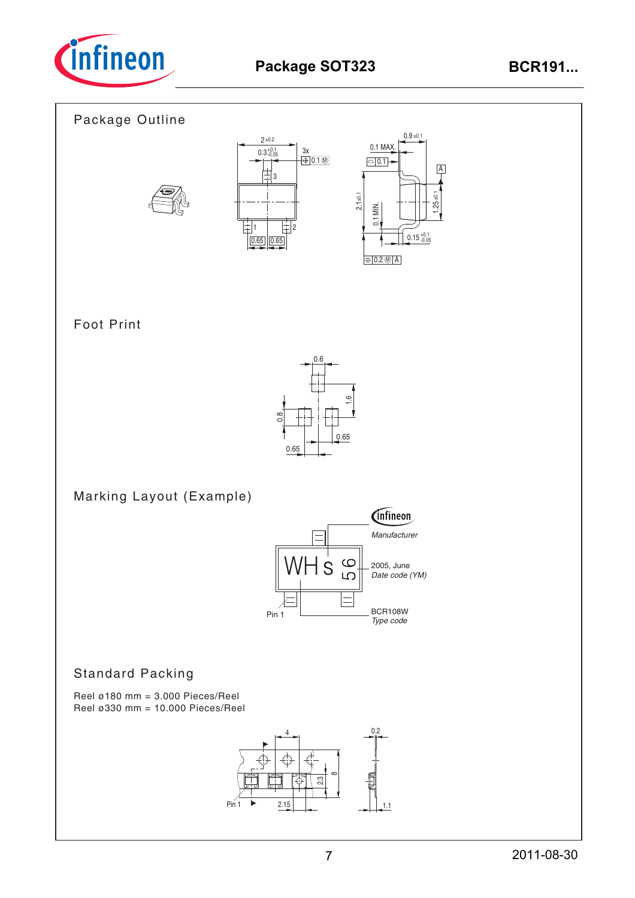# Package SOT323

## Package Outline

## Foot Print

## Marking Layout (Example)

## Standard Packing

Reel ø180 mm = 3.000 Pieces/Reel
Reel ø330 mm = 10.000 Pieces/Reel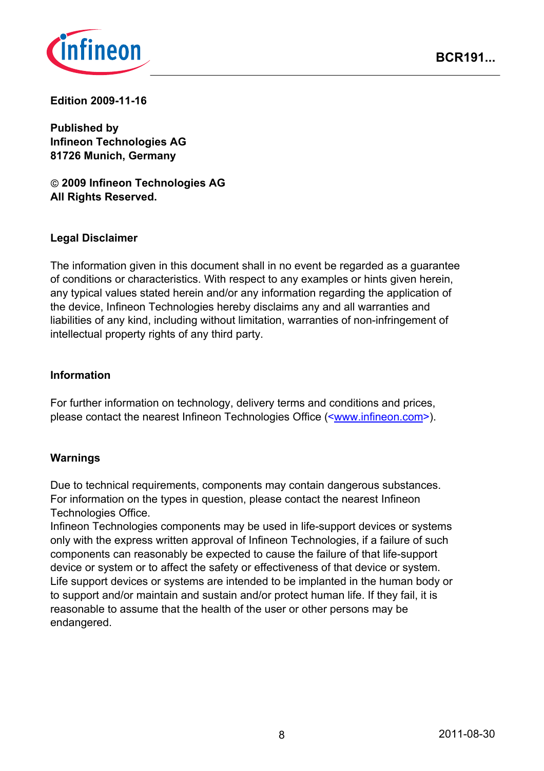**Edition 2009-11-16**

**Published by**
**Infineon Technologies AG**
**81726 Munich, Germany**

**© 2009 Infineon Technologies AG**
**All Rights Reserved.**

## Legal Disclaimer

The information given in this document shall in no event be regarded as a guarantee of conditions or characteristics. With respect to any examples or hints given herein, any typical values stated herein and/or any information regarding the application of the device, Infineon Technologies hereby disclaims any and all warranties and liabilities of any kind, including without limitation, warranties of non-infringement of intellectual property rights of any third party.

## Information

For further information on technology, delivery terms and conditions and prices, please contact the nearest Infineon Technologies Office (<www.infineon.com>).

## Warnings

Due to technical requirements, components may contain dangerous substances. For information on the types in question, please contact the nearest Infineon Technologies Office.
Infineon Technologies components may be used in life-support devices or systems only with the express written approval of Infineon Technologies, if a failure of such components can reasonably be expected to cause the failure of that life-support device or system or to affect the safety or effectiveness of that device or system. Life support devices or systems are intended to be implanted in the human body or to support and/or maintain and sustain and/or protect human life. If they fail, it is reasonable to assume that the health of the user or other persons may be endangered.